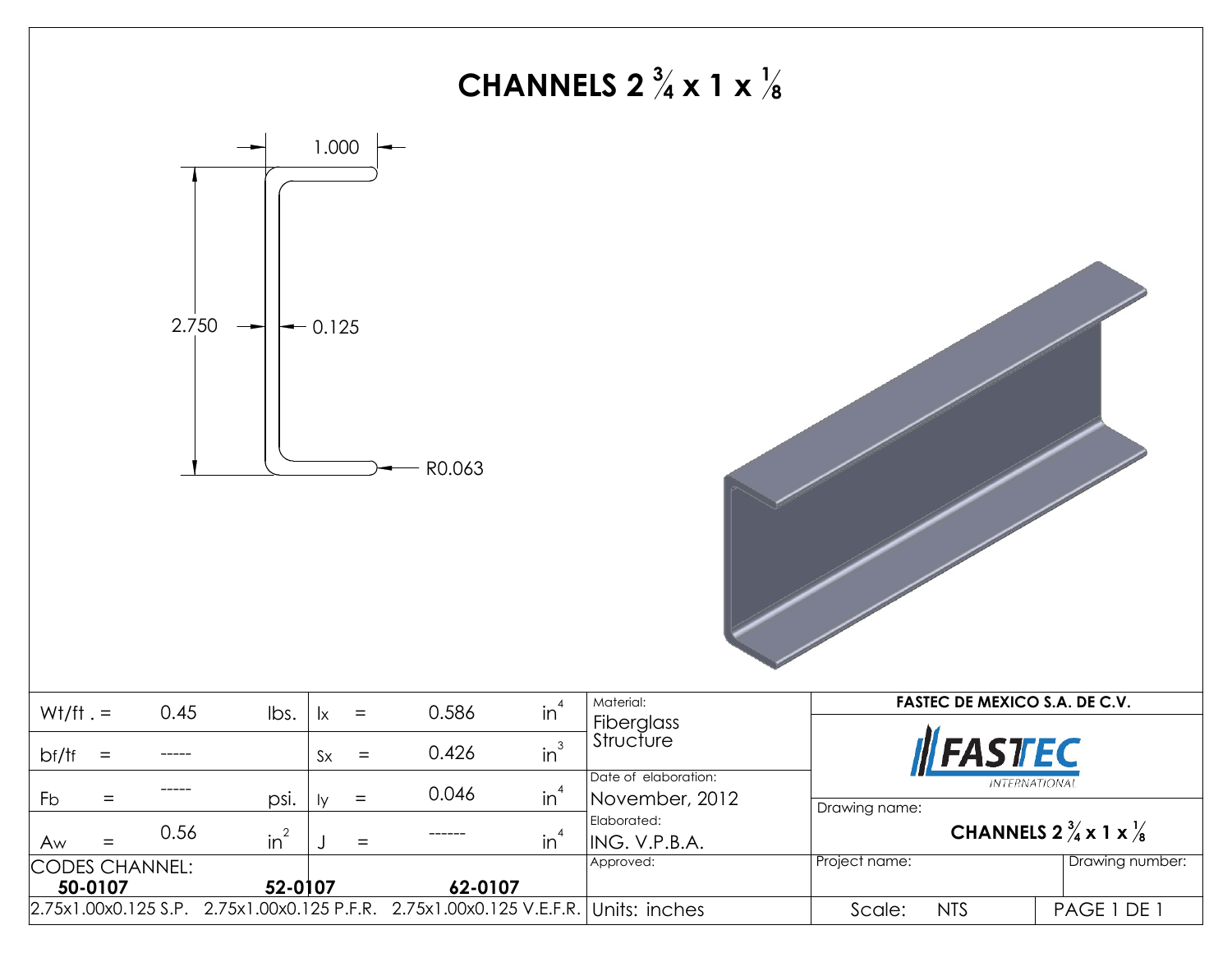# CHANNELS 2 ¾ x 1 x ⅛

1.000

2.750

0.125

R0.063

| | | | | | | |
|---|---|---|---|---|---|---|
| Wt/ft . = | 0.45 | lbs. | Ix = | 0.586 | $in^4$ | Material: Fiberglass Structure |
| bf/tf = | ----- | | Sx = | 0.426 | $in^3$ | |
| Fb = | ----- | psi. | Iy = | 0.046 | $in^4$ | Date of elaboration: November, 2012 |
| Aw = | 0.56 | $in^2$ | J = | ------ | $in^4$ | Elaborated: ING. V.P.B.A. |

CODES CHANNEL:

| 50-0107 | 52-0107 | 62-0107 |
|---|---|---|
| 2.75x1.00x0.125 S.P. | 2.75x1.00x0.125 P.F.R. | 2.75x1.00x0.125 V.E.F.R. |

Approved:

Units: inches

**FASTEC DE MEXICO S.A. DE C.V.**

FASTEC INTERNATIONAL

Drawing name: **CHANNELS 2 ¾ x 1 x ⅛**

Project name:

Drawing number:

Scale: NTS

PAGE 1 DE 1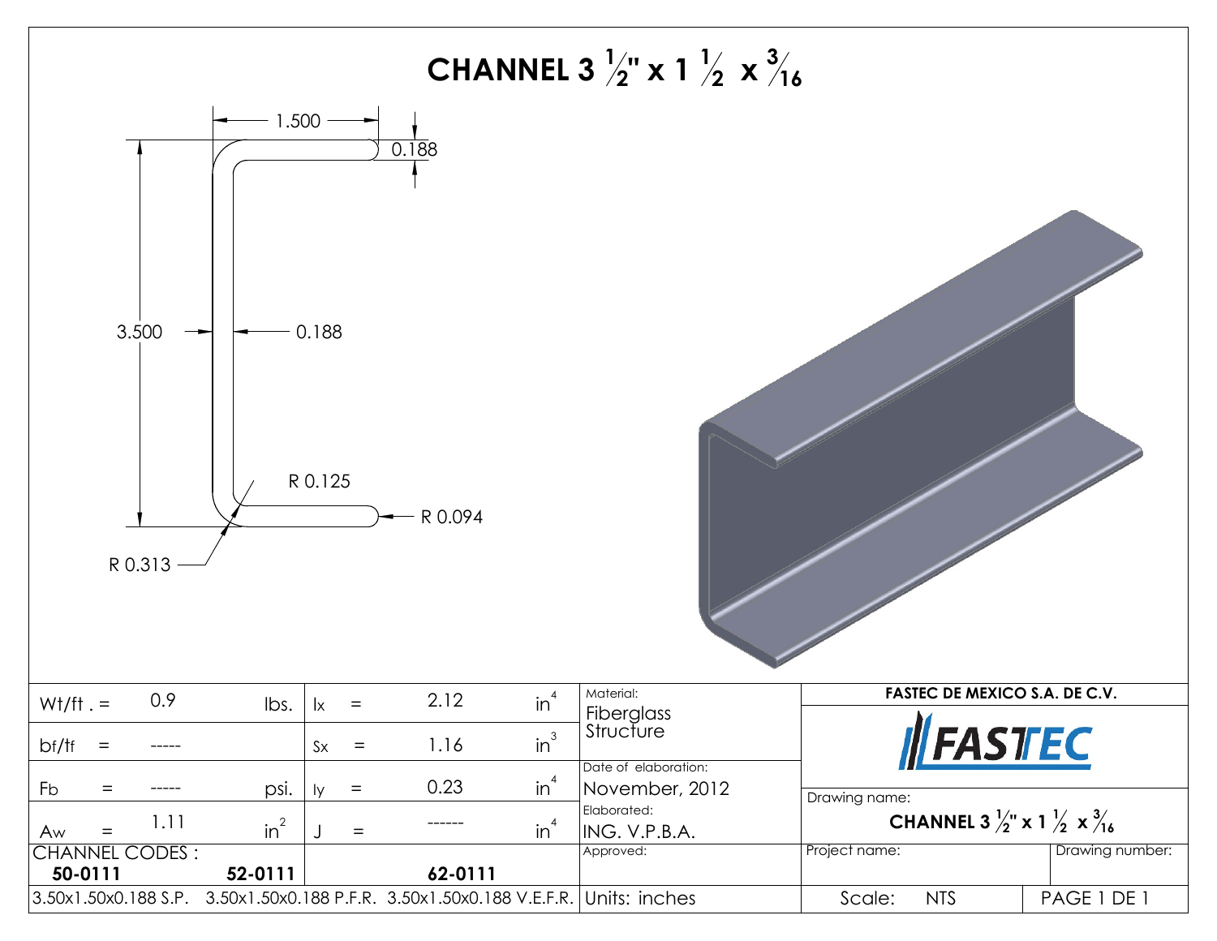# CHANNEL 3 ½" x 1 ½ x 3/16

1.500

0.188

3.500

0.188

R 0.125

R 0.094

R 0.313

| Wt/ft . = | 0.9 | lbs. | Ix = | 2.12 | $in^4$ |
|---|---|---|---|---|---|
| bf/tf = | ----- | | Sx = | 1.16 | $in^3$ |
| Fb = | ----- | psi. | Iy = | 0.23 | $in^4$ |
| Aw = | 1.11 | $in^2$ | J = | ------ | $in^4$ |

Material: Fiberglass Structure

Date of elaboration: November, 2012

Elaborated: ING. V.P.B.A.

Approved:

Units: inches

CHANNEL CODES :

| 50-0111 | 52-0111 | 62-0111 |
|---|---|---|
| 3.50x1.50x0.188 S.P. | 3.50x1.50x0.188 P.F.R. | 3.50x1.50x0.188 V.E.F.R. |

**FASTEC DE MEXICO S.A. DE C.V.**

FASTEC

Drawing name: **CHANNEL 3 ½" x 1 ½ x 3/16**

Project name:

Drawing number:

Scale: NTS

PAGE 1 DE 1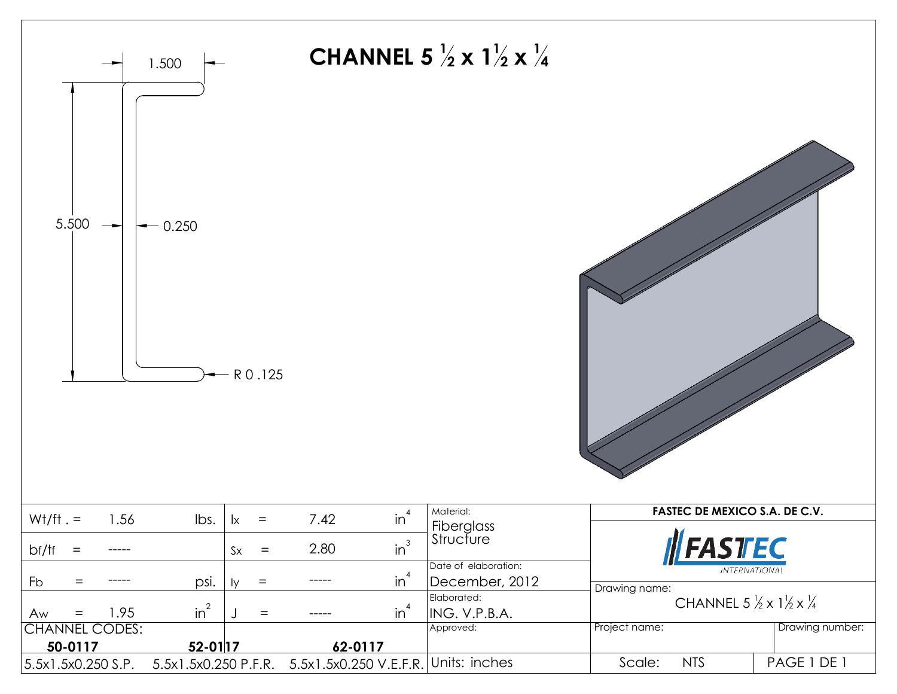# CHANNEL 5 ½ x 1½ x ¼

1.500

5.500

0.250

R 0 .125

| Wt/ft . = | 1.56 | lbs. | Ix = | 7.42 | $in^4$ |
|---|---|---|---|---|---|
| bf/tf = | ----- | | Sx = | 2.80 | $in^3$ |
| Fb = | ----- | psi. | Iy = | ----- | $in^4$ |
| Aw = | 1.95 | $in^2$ | J = | ----- | $in^4$ |

CHANNEL CODES:

| 50-0117 | 52-0117 | 62-0117 |
|---|---|---|
| 5.5x1.5x0.250 S.P. | 5.5x1.5x0.250 P.F.R. | 5.5x1.5x0.250 V.E.F.R. |

Material: Fiberglass Structure

Date of elaboration: December, 2012

Elaborated: ING. V.P.B.A.

Approved:

Units: inches

**FASTEC DE MEXICO S.A. DE C.V.**

FASTEC INTERNATIONAL

Drawing name: CHANNEL 5 ½ x 1½ x ¼

Project name:

Drawing number:

Scale: NTS

PAGE 1 DE 1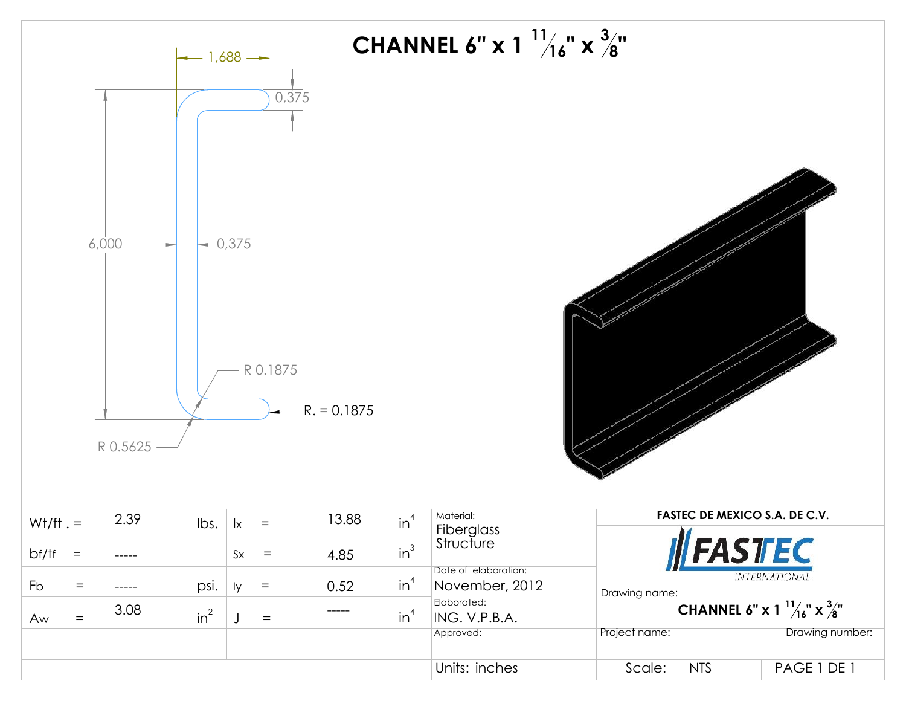# CHANNEL 6" x 1 $^{11}/_{16}$" x $^{3}/_{8}$"

1,688

0,375

6,000

0,375

R 0.1875

R. = 0.1875

R 0.5625

| Wt/ft . = | 2.39 | lbs. | Ix = | 13.88 | in$^4$ |
|---|---|---|---|---|---|
| bf/tf = | ----- | | Sx = | 4.85 | in$^3$ |
| Fb = | ----- | psi. | Iy = | 0.52 | in$^4$ |
| Aw = | 3.08 | in$^2$ | J = | ----- | in$^4$ |

Material:
Fiberglass Structure

Date of elaboration:
November, 2012

Elaborated:
ING. V.P.B.A.

Approved:

Units: inches

**FASTEC DE MEXICO S.A. DE C.V.**

FASTEC INTERNATIONAL

Drawing name:
**CHANNEL 6" x 1 $^{11}/_{16}$" x $^{3}/_{8}$"**

Project name:

Drawing number:

Scale: NTS

PAGE 1 DE 1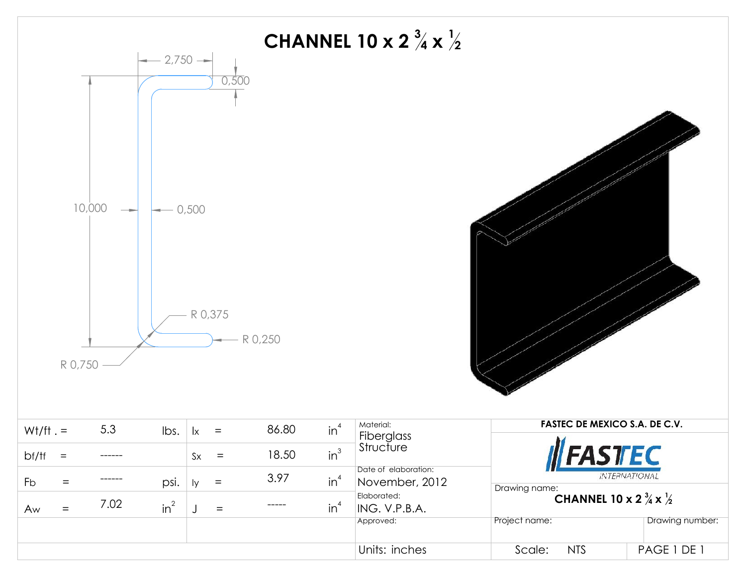# CHANNEL 10 x 2 ¾ x ½

2,750

0,500

10,000

0,500

R 0,375

R 0,250

R 0,750

| | | | | | | |
|---|---|---|---|---|---|---|
| Wt/ft . = | 5.3 | lbs. | Ix = | 86.80 | $in^4$ |
| bf/tf = | ------ | | Sx = | 18.50 | $in^3$ |
| Fb = | ------ | psi. | Iy = | 3.97 | $in^4$ |
| Aw = | 7.02 | $in^2$ | J = | ----- | $in^4$ |

Material: Fiberglass Structure

Date of elaboration: November, 2012

Elaborated: ING. V.P.B.A.

Approved:

Units: inches

**FASTEC DE MEXICO S.A. DE C.V.**

FASTEC INTERNATIONAL

Drawing name: **CHANNEL 10 x 2 ¾ x ½**

Project name:

Drawing number:

Scale: NTS

PAGE 1 DE 1